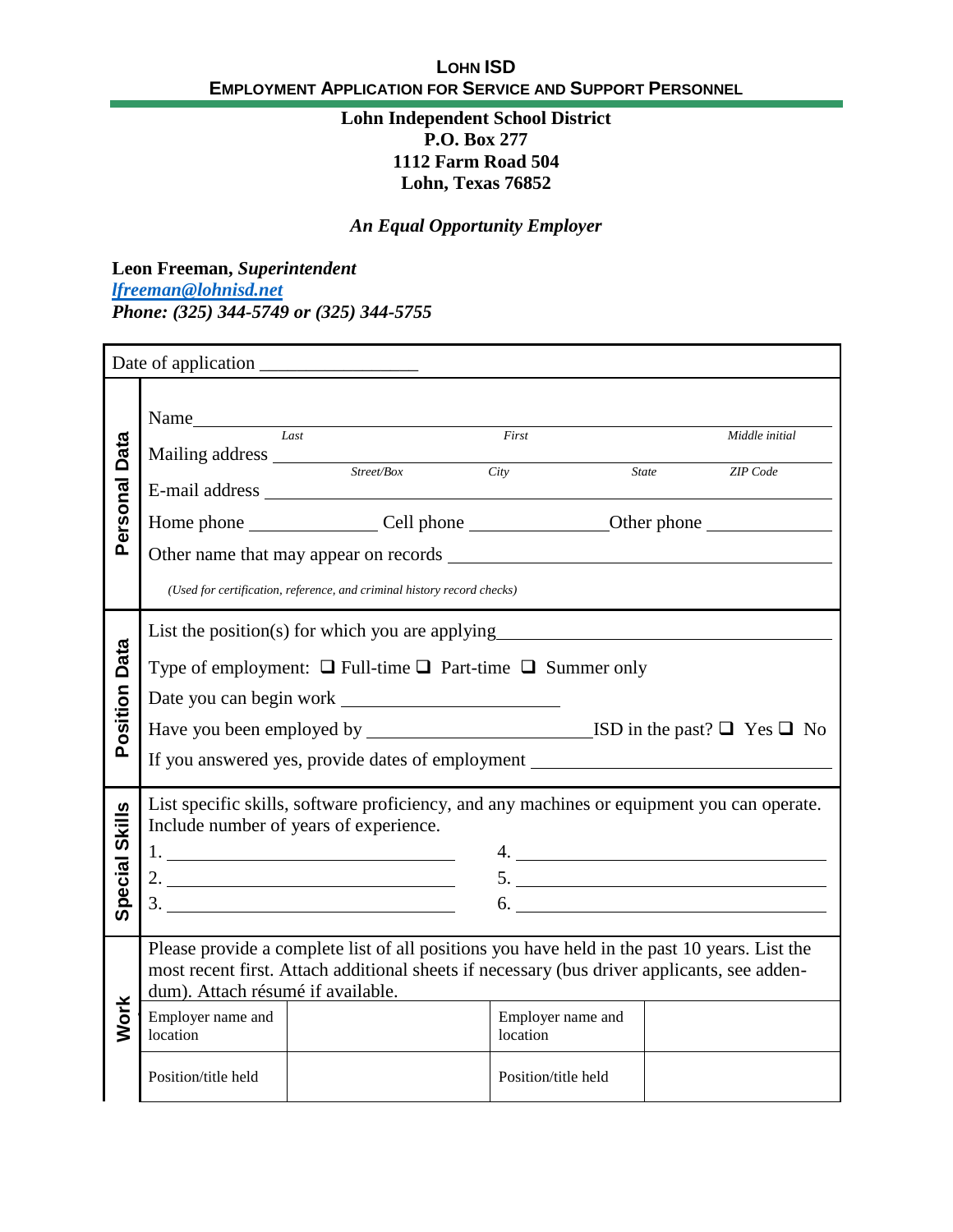## LOHN ISD
### EMPLOYMENT APPLICATION FOR SERVICE AND SUPPORT PERSONNEL

**Lohn Independent School District**
**P.O. Box 277**
**1112 Farm Road 504**
**Lohn, Texas 76852**

***An Equal Opportunity Employer***

**Leon Freeman, *Superintendent***
*lfreeman@lohnisd.net*
***Phone: (325) 344-5749 or (325) 344-5755***

Date of application ________________

**Personal Data**

Name ____________________________________________
*Last* *First* *Middle initial*

Mailing address ____________________________________________
*Street/Box* *City* *State* *ZIP Code*

E-mail address ____________________________________________

Home phone ____________ Cell phone ____________ Other phone ____________

Other name that may appear on records ____________________________

*(Used for certification, reference, and criminal history record checks)*

**Position Data**

List the position(s) for which you are applying ____________________________

Type of employment: ❑ Full-time ❑ Part-time ❑ Summer only

Date you can begin work ____________________

Have you been employed by ____________________ ISD in the past? ❑ Yes ❑ No

If you answered yes, provide dates of employment ____________________________

**Special Skills**

List specific skills, software proficiency, and any machines or equipment you can operate. Include number of years of experience.

1. ____________________
2. ____________________
3. ____________________
4. ____________________
5. ____________________
6. ____________________

**Work**

Please provide a complete list of all positions you have held in the past 10 years. List the most recent first. Attach additional sheets if necessary (bus driver applicants, see addendum). Attach résumé if available.

| Employer name and location | | Employer name and location | |
|---|---|---|---|
| Position/title held | | Position/title held | |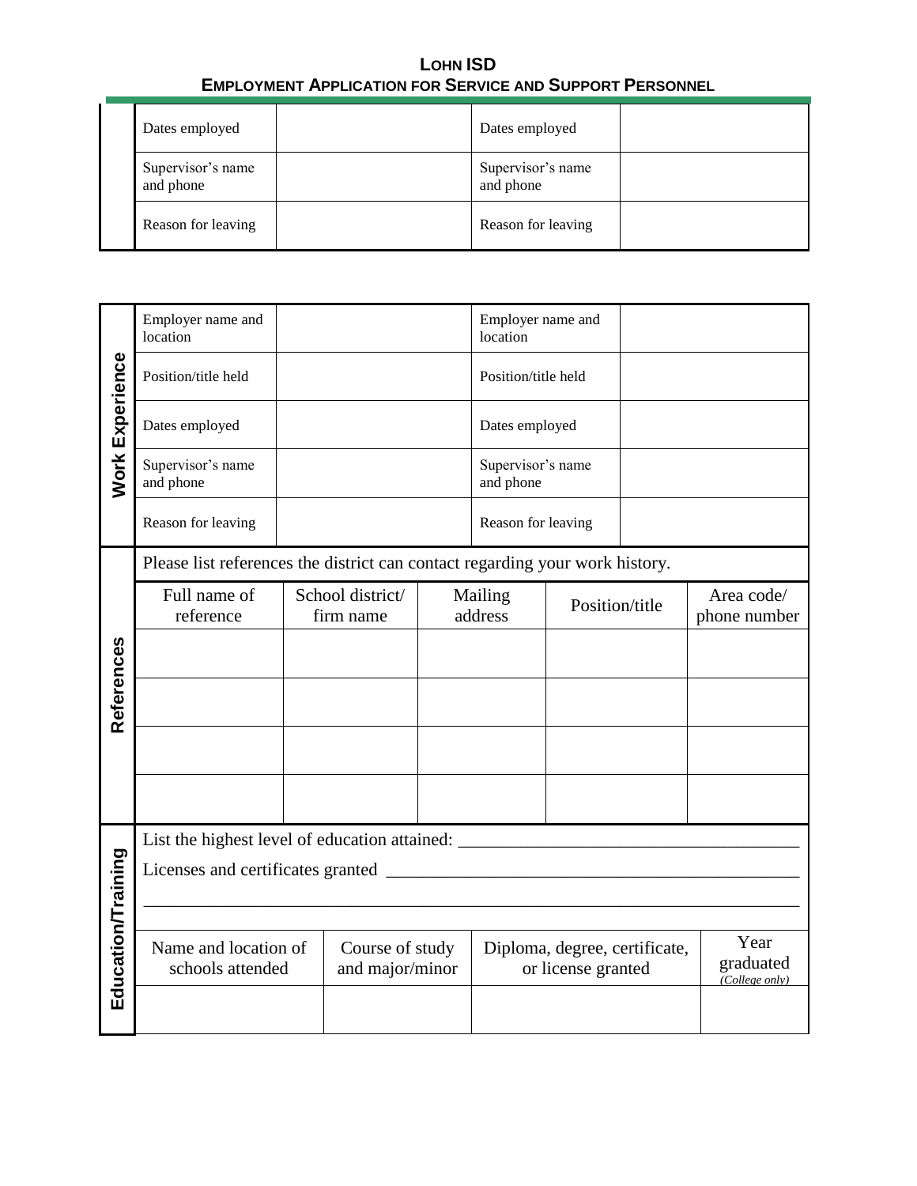**LOHN ISD**
**EMPLOYMENT APPLICATION FOR SERVICE AND SUPPORT PERSONNEL**

| | | | |
|---|---|---|---|
| Dates employed | | Dates employed | |
| Supervisor's name and phone | | Supervisor's name and phone | |
| Reason for leaving | | Reason for leaving | |

**Work Experience**

| | | | |
|---|---|---|---|
| Employer name and location | | Employer name and location | |
| Position/title held | | Position/title held | |
| Dates employed | | Dates employed | |
| Supervisor's name and phone | | Supervisor's name and phone | |
| Reason for leaving | | Reason for leaving | |

**References**

Please list references the district can contact regarding your work history.

| Full name of reference | School district/ firm name | Mailing address | Position/title | Area code/ phone number |
|---|---|---|---|---|
| | | | | |
| | | | | |
| | | | | |
| | | | | |

**Education/Training**

List the highest level of education attained: ____________________________________

Licenses and certificates granted ____________________________________________

______________________________________________________________________

| Name and location of schools attended | Course of study and major/minor | Diploma, degree, certificate, or license granted | Year graduated *(College only)* |
|---|---|---|---|
| | | | |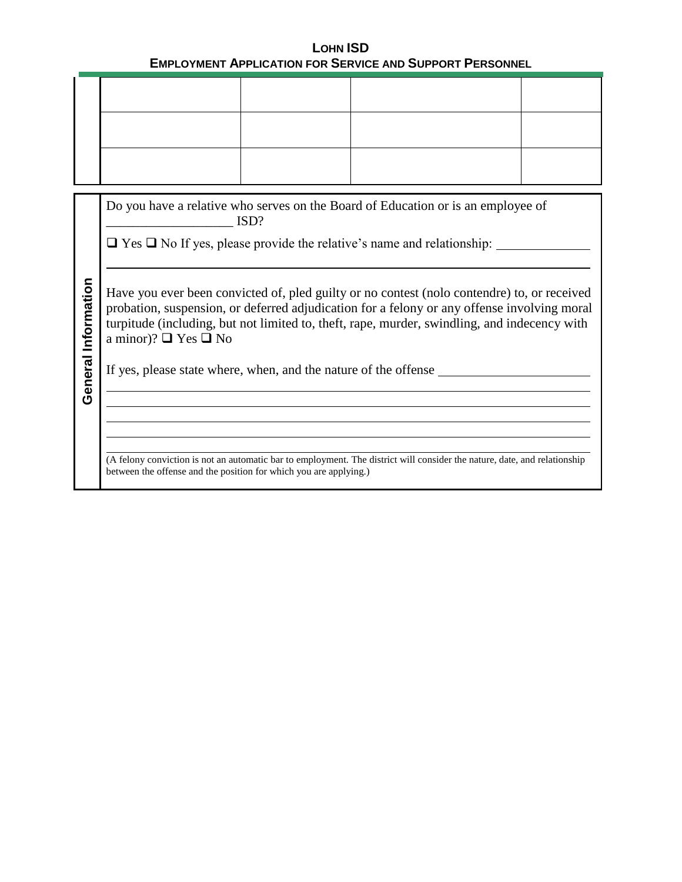# LOHN ISD
## EMPLOYMENT APPLICATION FOR SERVICE AND SUPPORT PERSONNEL

| | | | |
|---|---|---|---|
| | | | |
| | | | |
| | | | |

**General Information**

Do you have a relative who serves on the Board of Education or is an employee of ___________________ ISD?

❑ Yes ❑ No If yes, please provide the relative's name and relationship: ______________

___________________________________________________________________________

Have you ever been convicted of, pled guilty or no contest (nolo contendre) to, or received probation, suspension, or deferred adjudication for a felony or any offense involving moral turpitude (including, but not limited to, theft, rape, murder, swindling, and indecency with a minor)? ❑ Yes ❑ No

If yes, please state where, when, and the nature of the offense ______________________

___________________________________________________________________________

___________________________________________________________________________

___________________________________________________________________________

___________________________________________________________________________

___________________________________________________________________________

(A felony conviction is not an automatic bar to employment. The district will consider the nature, date, and relationship between the offense and the position for which you are applying.)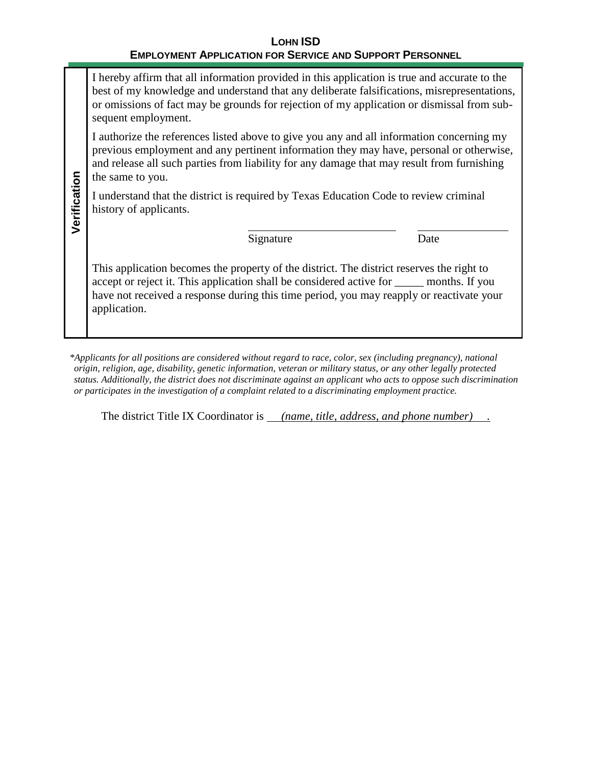**LOHN ISD**
**EMPLOYMENT APPLICATION FOR SERVICE AND SUPPORT PERSONNEL**

## Verification

I hereby affirm that all information provided in this application is true and accurate to the best of my knowledge and understand that any deliberate falsifications, misrepresentations, or omissions of fact may be grounds for rejection of my application or dismissal from subsequent employment.

I authorize the references listed above to give you any and all information concerning my previous employment and any pertinent information they may have, personal or otherwise, and release all such parties from liability for any damage that may result from furnishing the same to you.

I understand that the district is required by Texas Education Code to review criminal history of applicants.

\_\_\_\_\_\_\_\_\_\_\_\_\_\_\_\_\_\_\_\_\_\_\_\_\_\_\_\_ \_\_\_\_\_\_\_\_\_\_\_\_\_\_\_\_\_

Signature Date

This application becomes the property of the district. The district reserves the right to accept or reject it. This application shall be considered active for _____ months. If you have not received a response during this time period, you may reapply or reactivate your application.

*\*Applicants for all positions are considered without regard to race, color, sex (including pregnancy), national origin, religion, age, disability, genetic information, veteran or military status, or any other legally protected status. Additionally, the district does not discriminate against an applicant who acts to oppose such discrimination or participates in the investigation of a complaint related to a discriminating employment practice.*

The district Title IX Coordinator is *(name, title, address, and phone number)* .